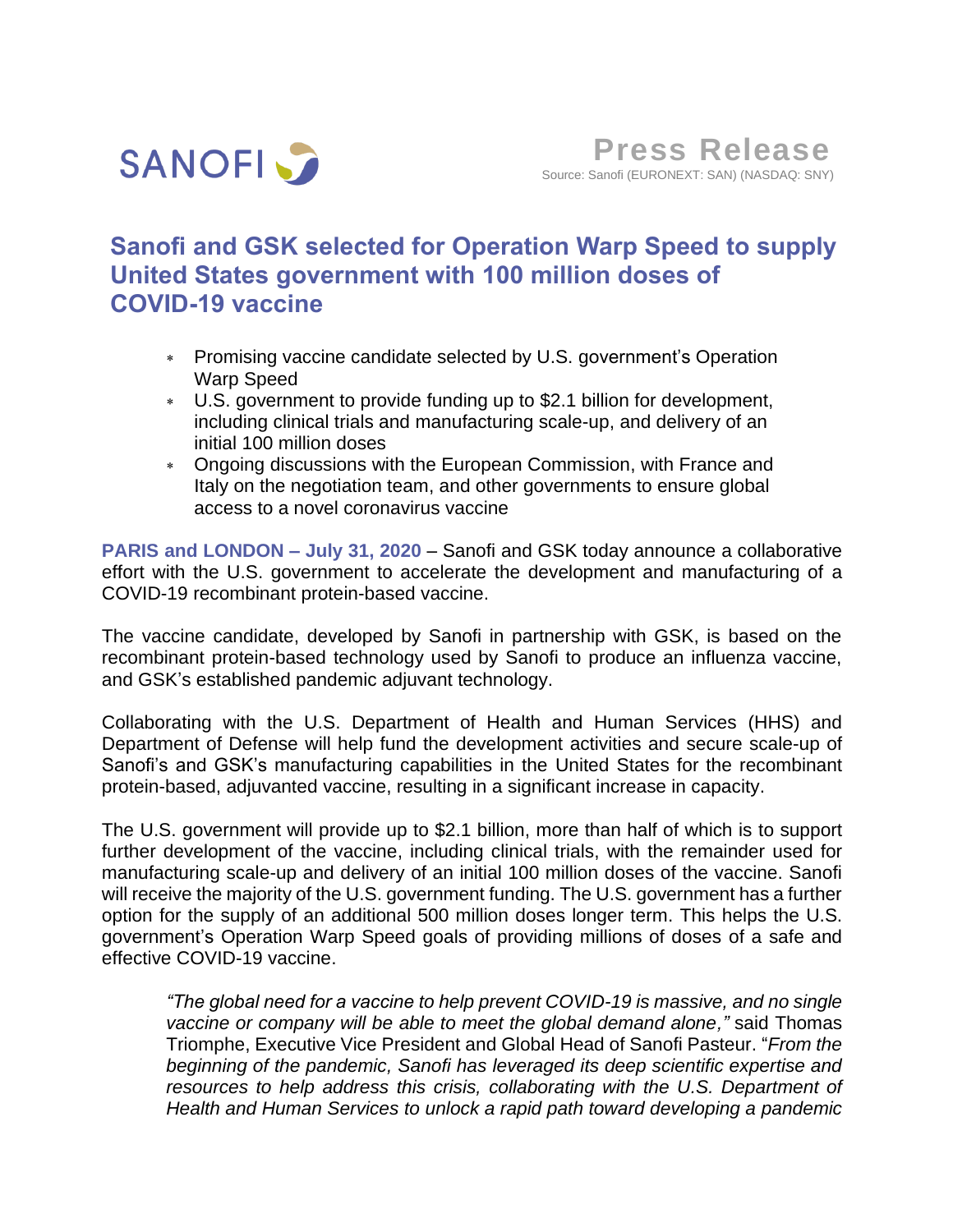SANOFI

**Press Release**

Source: Sanofi (EURONEXT: SAN) (NASDAQ: SNY)

# Sanofi and GSK selected for Operation Warp Speed to supply United States government with 100 million doses of COVID-19 vaccine

- Promising vaccine candidate selected by U.S. government's Operation Warp Speed
- U.S. government to provide funding up to $2.1 billion for development, including clinical trials and manufacturing scale-up, and delivery of an initial 100 million doses
- Ongoing discussions with the European Commission, with France and Italy on the negotiation team, and other governments to ensure global access to a novel coronavirus vaccine

**PARIS and LONDON – July 31, 2020** – Sanofi and GSK today announce a collaborative effort with the U.S. government to accelerate the development and manufacturing of a COVID-19 recombinant protein-based vaccine.

The vaccine candidate, developed by Sanofi in partnership with GSK, is based on the recombinant protein-based technology used by Sanofi to produce an influenza vaccine, and GSK's established pandemic adjuvant technology.

Collaborating with the U.S. Department of Health and Human Services (HHS) and Department of Defense will help fund the development activities and secure scale-up of Sanofi's and GSK's manufacturing capabilities in the United States for the recombinant protein-based, adjuvanted vaccine, resulting in a significant increase in capacity.

The U.S. government will provide up to $2.1 billion, more than half of which is to support further development of the vaccine, including clinical trials, with the remainder used for manufacturing scale-up and delivery of an initial 100 million doses of the vaccine. Sanofi will receive the majority of the U.S. government funding. The U.S. government has a further option for the supply of an additional 500 million doses longer term. This helps the U.S. government's Operation Warp Speed goals of providing millions of doses of a safe and effective COVID-19 vaccine.

> *"The global need for a vaccine to help prevent COVID-19 is massive, and no single vaccine or company will be able to meet the global demand alone,"* said Thomas Triomphe, Executive Vice President and Global Head of Sanofi Pasteur. "*From the beginning of the pandemic, Sanofi has leveraged its deep scientific expertise and resources to help address this crisis, collaborating with the U.S. Department of Health and Human Services to unlock a rapid path toward developing a pandemic*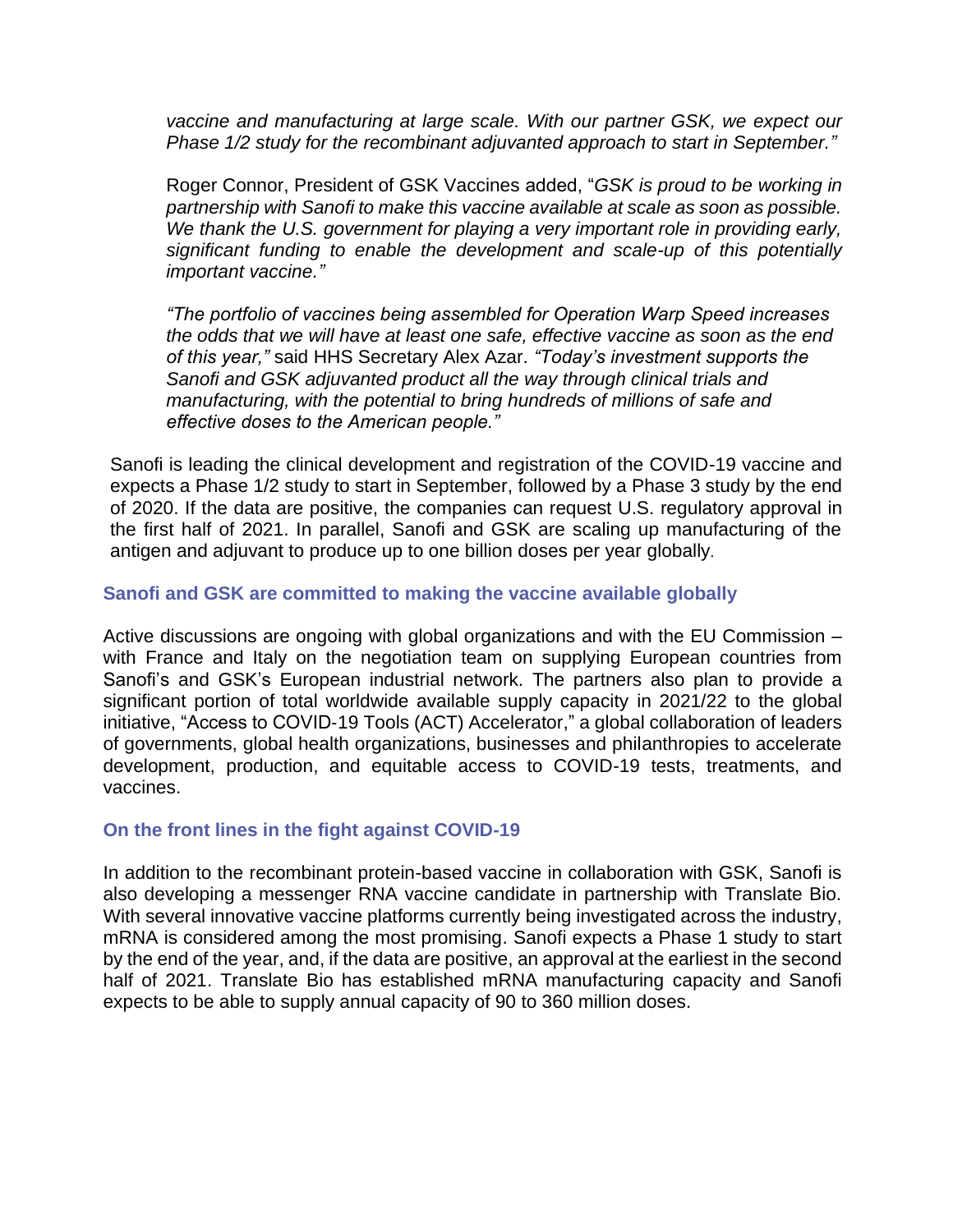*vaccine and manufacturing at large scale. With our partner GSK, we expect our Phase 1/2 study for the recombinant adjuvanted approach to start in September."*

Roger Connor, President of GSK Vaccines added, "*GSK is proud to be working in partnership with Sanofi to make this vaccine available at scale as soon as possible. We thank the U.S. government for playing a very important role in providing early, significant funding to enable the development and scale-up of this potentially important vaccine."*

*"The portfolio of vaccines being assembled for Operation Warp Speed increases the odds that we will have at least one safe, effective vaccine as soon as the end of this year,"* said HHS Secretary Alex Azar. *"Today's investment supports the Sanofi and GSK adjuvanted product all the way through clinical trials and manufacturing, with the potential to bring hundreds of millions of safe and effective doses to the American people."*

Sanofi is leading the clinical development and registration of the COVID-19 vaccine and expects a Phase 1/2 study to start in September, followed by a Phase 3 study by the end of 2020. If the data are positive, the companies can request U.S. regulatory approval in the first half of 2021. In parallel, Sanofi and GSK are scaling up manufacturing of the antigen and adjuvant to produce up to one billion doses per year globally.

## Sanofi and GSK are committed to making the vaccine available globally

Active discussions are ongoing with global organizations and with the EU Commission – with France and Italy on the negotiation team on supplying European countries from Sanofi's and GSK's European industrial network. The partners also plan to provide a significant portion of total worldwide available supply capacity in 2021/22 to the global initiative, "Access to COVID-19 Tools (ACT) Accelerator," a global collaboration of leaders of governments, global health organizations, businesses and philanthropies to accelerate development, production, and equitable access to COVID-19 tests, treatments, and vaccines.

## On the front lines in the fight against COVID-19

In addition to the recombinant protein-based vaccine in collaboration with GSK, Sanofi is also developing a messenger RNA vaccine candidate in partnership with Translate Bio. With several innovative vaccine platforms currently being investigated across the industry, mRNA is considered among the most promising. Sanofi expects a Phase 1 study to start by the end of the year, and, if the data are positive, an approval at the earliest in the second half of 2021. Translate Bio has established mRNA manufacturing capacity and Sanofi expects to be able to supply annual capacity of 90 to 360 million doses.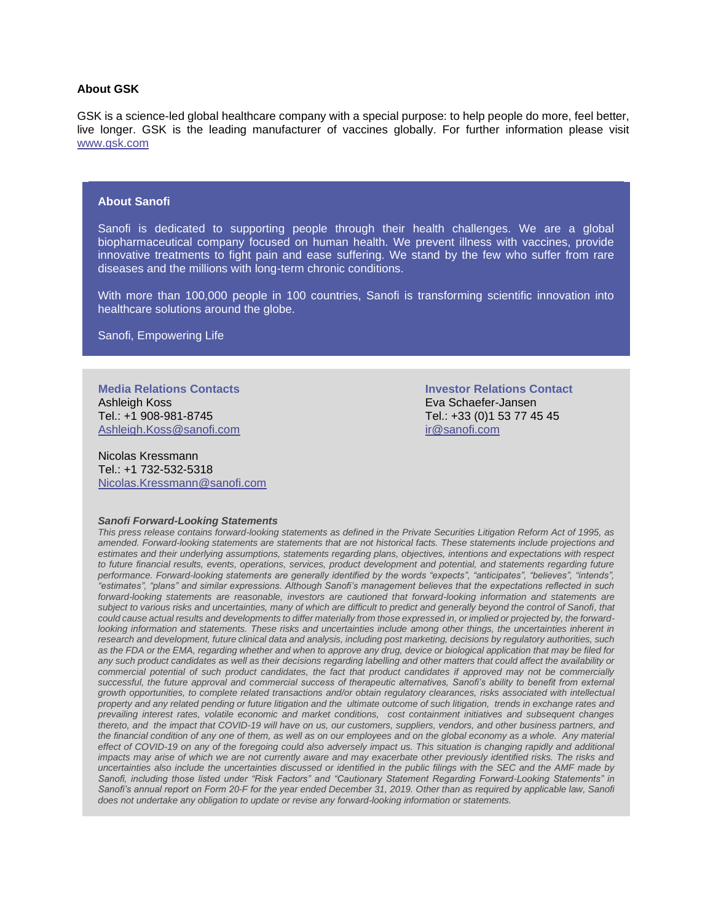**About GSK**

GSK is a science-led global healthcare company with a special purpose: to help people do more, feel better, live longer. GSK is the leading manufacturer of vaccines globally. For further information please visit www.gsk.com

**About Sanofi**

Sanofi is dedicated to supporting people through their health challenges. We are a global biopharmaceutical company focused on human health. We prevent illness with vaccines, provide innovative treatments to fight pain and ease suffering. We stand by the few who suffer from rare diseases and the millions with long-term chronic conditions.

With more than 100,000 people in 100 countries, Sanofi is transforming scientific innovation into healthcare solutions around the globe.

Sanofi, Empowering Life

**Media Relations Contacts**
Ashleigh Koss
Tel.: +1 908-981-8745
Ashleigh.Koss@sanofi.com

Nicolas Kressmann
Tel.: +1 732-532-5318
Nicolas.Kressmann@sanofi.com

**Investor Relations Contact**
Eva Schaefer-Jansen
Tel.: +33 (0)1 53 77 45 45
ir@sanofi.com

***Sanofi Forward-Looking Statements***

*This press release contains forward-looking statements as defined in the Private Securities Litigation Reform Act of 1995, as amended. Forward-looking statements are statements that are not historical facts. These statements include projections and estimates and their underlying assumptions, statements regarding plans, objectives, intentions and expectations with respect to future financial results, events, operations, services, product development and potential, and statements regarding future performance. Forward-looking statements are generally identified by the words "expects", "anticipates", "believes", "intends", "estimates", "plans" and similar expressions. Although Sanofi's management believes that the expectations reflected in such forward-looking statements are reasonable, investors are cautioned that forward-looking information and statements are subject to various risks and uncertainties, many of which are difficult to predict and generally beyond the control of Sanofi, that could cause actual results and developments to differ materially from those expressed in, or implied or projected by, the forward-looking information and statements. These risks and uncertainties include among other things, the uncertainties inherent in research and development, future clinical data and analysis, including post marketing, decisions by regulatory authorities, such as the FDA or the EMA, regarding whether and when to approve any drug, device or biological application that may be filed for any such product candidates as well as their decisions regarding labelling and other matters that could affect the availability or commercial potential of such product candidates, the fact that product candidates if approved may not be commercially successful, the future approval and commercial success of therapeutic alternatives, Sanofi's ability to benefit from external growth opportunities, to complete related transactions and/or obtain regulatory clearances, risks associated with intellectual property and any related pending or future litigation and the ultimate outcome of such litigation, trends in exchange rates and prevailing interest rates, volatile economic and market conditions, cost containment initiatives and subsequent changes thereto, and the impact that COVID-19 will have on us, our customers, suppliers, vendors, and other business partners, and the financial condition of any one of them, as well as on our employees and on the global economy as a whole. Any material effect of COVID-19 on any of the foregoing could also adversely impact us. This situation is changing rapidly and additional impacts may arise of which we are not currently aware and may exacerbate other previously identified risks. The risks and uncertainties also include the uncertainties discussed or identified in the public filings with the SEC and the AMF made by Sanofi, including those listed under "Risk Factors" and "Cautionary Statement Regarding Forward-Looking Statements" in Sanofi's annual report on Form 20-F for the year ended December 31, 2019. Other than as required by applicable law, Sanofi does not undertake any obligation to update or revise any forward-looking information or statements.*